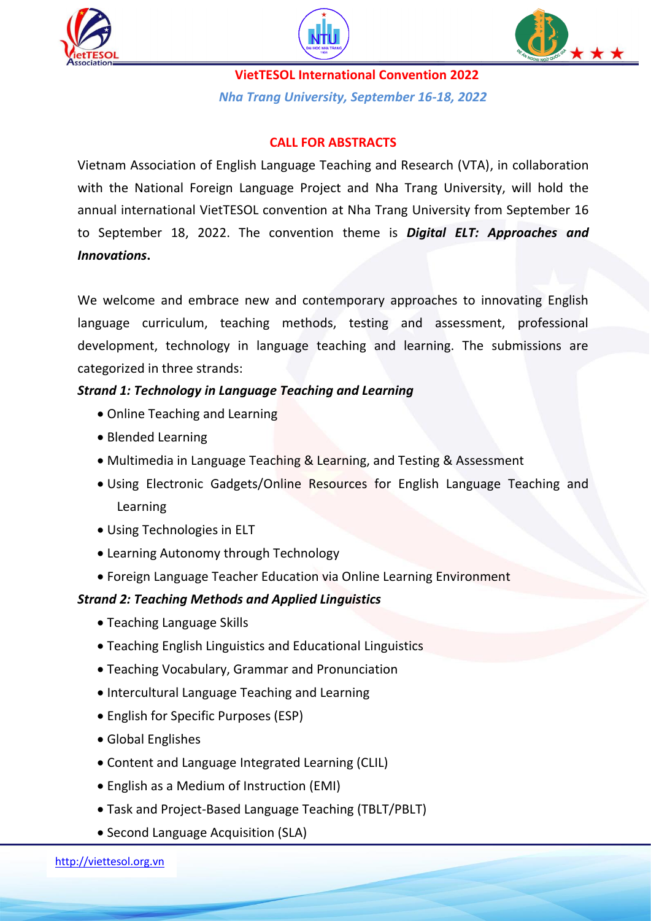**VietTESOL International Convention 2022**

*Nha Trang University, September 16-18, 2022*

## CALL FOR ABSTRACTS

Vietnam Association of English Language Teaching and Research (VTA), in collaboration with the National Foreign Language Project and Nha Trang University, will hold the annual international VietTESOL convention at Nha Trang University from September 16 to September 18, 2022. The convention theme is ***Digital ELT: Approaches and Innovations***.

We welcome and embrace new and contemporary approaches to innovating English language curriculum, teaching methods, testing and assessment, professional development, technology in language teaching and learning. The submissions are categorized in three strands:

***Strand 1: Technology in Language Teaching and Learning***

- Online Teaching and Learning
- Blended Learning
- Multimedia in Language Teaching & Learning, and Testing & Assessment
- Using Electronic Gadgets/Online Resources for English Language Teaching and Learning
- Using Technologies in ELT
- Learning Autonomy through Technology
- Foreign Language Teacher Education via Online Learning Environment

***Strand 2: Teaching Methods and Applied Linguistics***

- Teaching Language Skills
- Teaching English Linguistics and Educational Linguistics
- Teaching Vocabulary, Grammar and Pronunciation
- Intercultural Language Teaching and Learning
- English for Specific Purposes (ESP)
- Global Englishes
- Content and Language Integrated Learning (CLIL)
- English as a Medium of Instruction (EMI)
- Task and Project-Based Language Teaching (TBLT/PBLT)
- Second Language Acquisition (SLA)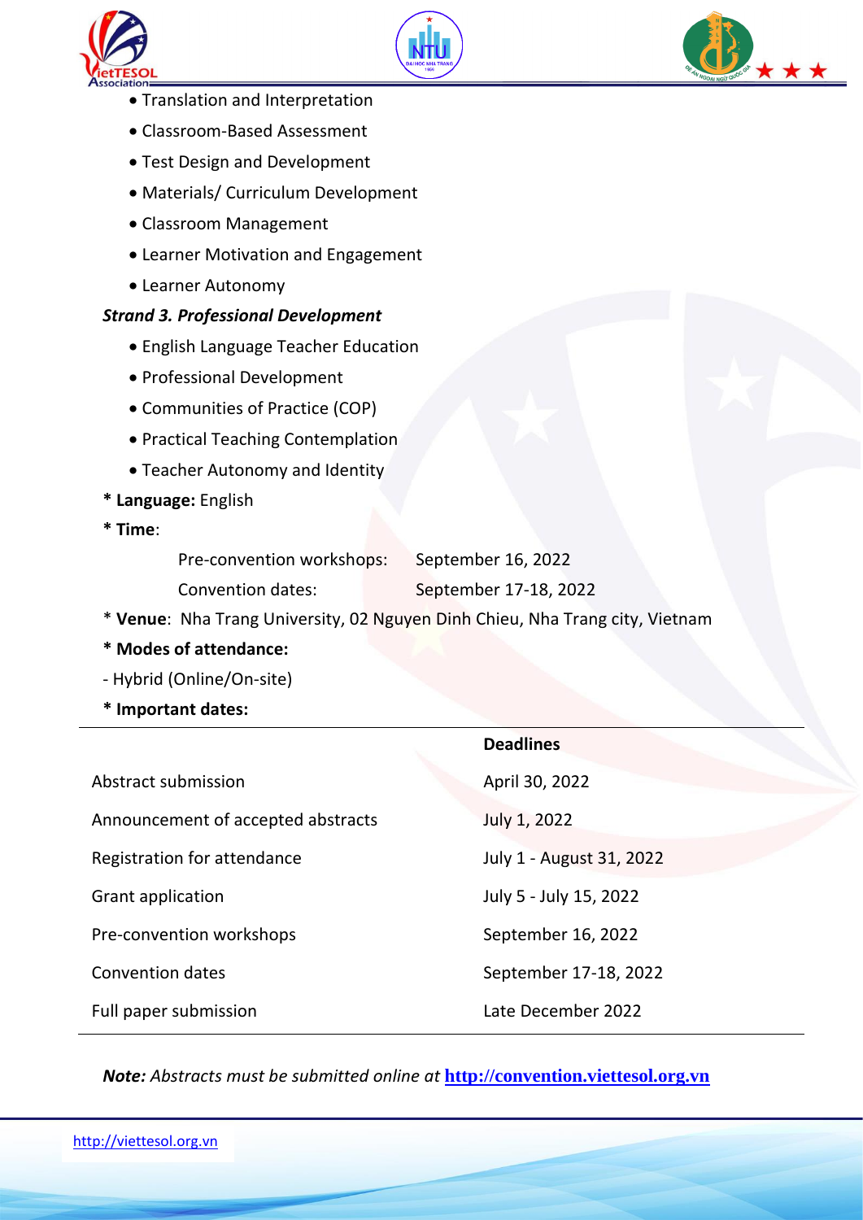- Translation and Interpretation
- Classroom-Based Assessment
- Test Design and Development
- Materials/ Curriculum Development
- Classroom Management
- Learner Motivation and Engagement
- Learner Autonomy

***Strand 3. Professional Development***

- English Language Teacher Education
- Professional Development
- Communities of Practice (COP)
- Practical Teaching Contemplation
- Teacher Autonomy and Identity

\* **Language:** English

\* **Time**:

Pre-convention workshops: September 16, 2022

Convention dates: September 17-18, 2022

\* **Venue**: Nha Trang University, 02 Nguyen Dinh Chieu, Nha Trang city, Vietnam

\* **Modes of attendance:**

- Hybrid (Online/On-site)

\* **Important dates:**

| | **Deadlines** |
|---|---|
| Abstract submission | April 30, 2022 |
| Announcement of accepted abstracts | July 1, 2022 |
| Registration for attendance | July 1 - August 31, 2022 |
| Grant application | July 5 - July 15, 2022 |
| Pre-convention workshops | September 16, 2022 |
| Convention dates | September 17-18, 2022 |
| Full paper submission | Late December 2022 |

***Note:*** *Abstracts must be submitted online at* **http://convention.viettesol.org.vn**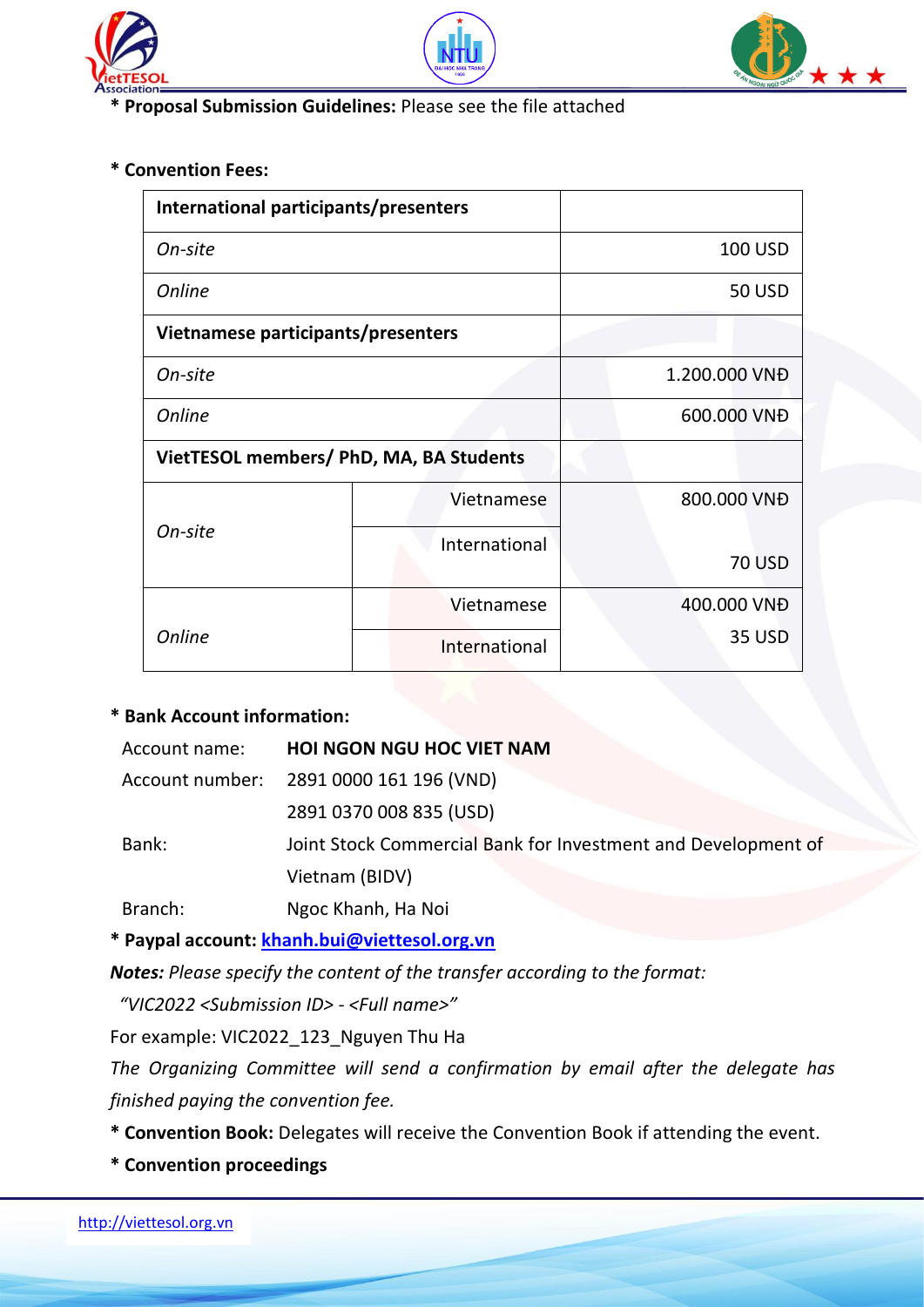**\* Proposal Submission Guidelines:** Please see the file attached

**\* Convention Fees:**

| **International participants/presenters** | | |
|---|---|---|
| *On-site* | | 100 USD |
| *Online* | | 50 USD |
| **Vietnamese participants/presenters** | | |
| *On-site* | | 1.200.000 VNĐ |
| *Online* | | 600.000 VNĐ |
| **VietTESOL members/ PhD, MA, BA Students** | | |
| *On-site* | Vietnamese | 800.000 VNĐ |
| | International | 70 USD |
| *Online* | Vietnamese | 400.000 VNĐ |
| | International | 35 USD |

**\* Bank Account information:**

Account name: **HOI NGON NGU HOC VIET NAM**

Account number: 2891 0000 161 196 (VND)

2891 0370 008 835 (USD)

Bank: Joint Stock Commercial Bank for Investment and Development of Vietnam (BIDV)

Branch: Ngoc Khanh, Ha Noi

**\* Paypal account:** khanh.bui@viettesol.org.vn

***Notes:*** *Please specify the content of the transfer according to the format:*

*"VIC2022 <Submission ID> - <Full name>"*

For example: VIC2022_123_Nguyen Thu Ha

*The Organizing Committee will send a confirmation by email after the delegate has finished paying the convention fee.*

**\* Convention Book:** Delegates will receive the Convention Book if attending the event.

**\* Convention proceedings**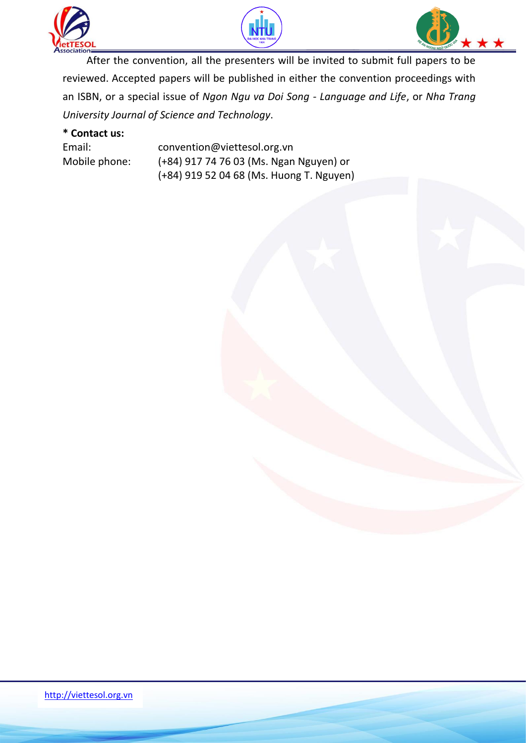After the convention, all the presenters will be invited to submit full papers to be reviewed. Accepted papers will be published in either the convention proceedings with an ISBN, or a special issue of *Ngon Ngu va Doi Song - Language and Life*, or *Nha Trang University Journal of Science and Technology*.

**\* Contact us:**

Email: convention@viettesol.org.vn

Mobile phone: (+84) 917 74 76 03 (Ms. Ngan Nguyen) or
(+84) 919 52 04 68 (Ms. Huong T. Nguyen)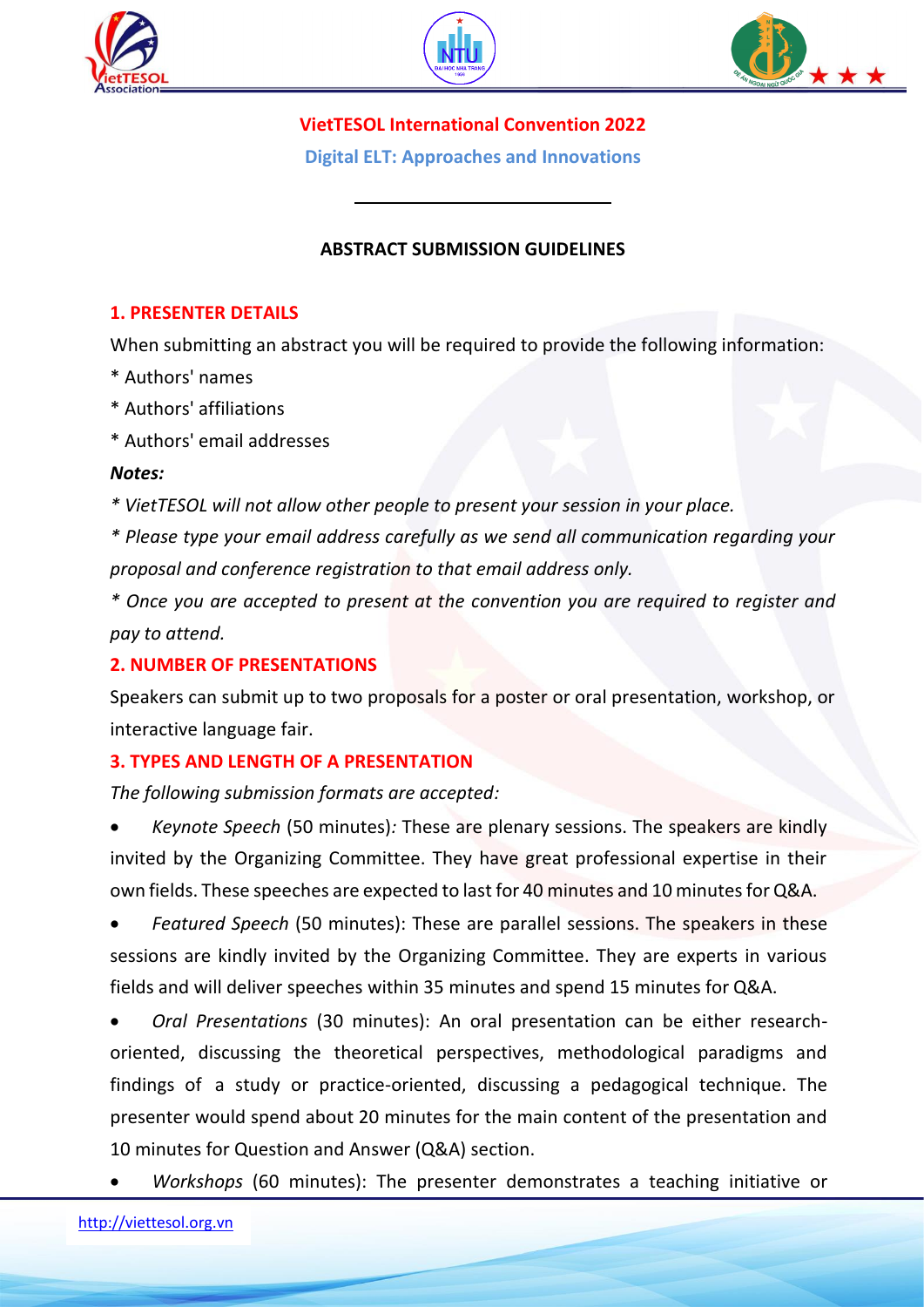**VietTESOL International Convention 2022**

**Digital ELT: Approaches and Innovations**

---

**ABSTRACT SUBMISSION GUIDELINES**

## 1. PRESENTER DETAILS

When submitting an abstract you will be required to provide the following information:

* Authors' names

* Authors' affiliations

* Authors' email addresses

***Notes:***

*\* VietTESOL will not allow other people to present your session in your place.*

*\* Please type your email address carefully as we send all communication regarding your proposal and conference registration to that email address only.*

*\* Once you are accepted to present at the convention you are required to register and pay to attend.*

## 2. NUMBER OF PRESENTATIONS

Speakers can submit up to two proposals for a poster or oral presentation, workshop, or interactive language fair.

## 3. TYPES AND LENGTH OF A PRESENTATION

*The following submission formats are accepted:*

- *Keynote Speech* (50 minutes)*:* These are plenary sessions. The speakers are kindly invited by the Organizing Committee. They have great professional expertise in their own fields. These speeches are expected to last for 40 minutes and 10 minutes for Q&A.
- *Featured Speech* (50 minutes): These are parallel sessions. The speakers in these sessions are kindly invited by the Organizing Committee. They are experts in various fields and will deliver speeches within 35 minutes and spend 15 minutes for Q&A.
- *Oral Presentations* (30 minutes): An oral presentation can be either research-oriented, discussing the theoretical perspectives, methodological paradigms and findings of a study or practice-oriented, discussing a pedagogical technique. The presenter would spend about 20 minutes for the main content of the presentation and 10 minutes for Question and Answer (Q&A) section.
- *Workshops* (60 minutes): The presenter demonstrates a teaching initiative or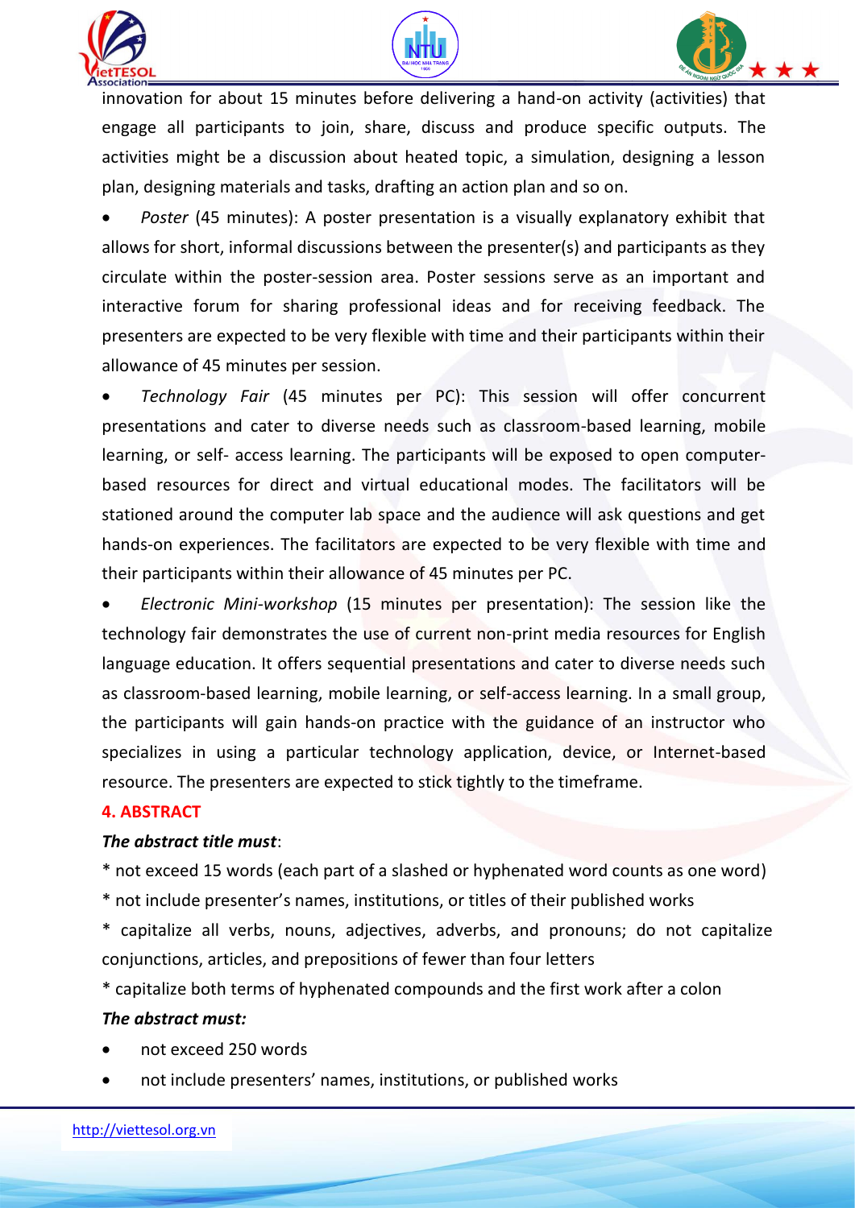innovation for about 15 minutes before delivering a hand-on activity (activities) that engage all participants to join, share, discuss and produce specific outputs. The activities might be a discussion about heated topic, a simulation, designing a lesson plan, designing materials and tasks, drafting an action plan and so on.

- *Poster* (45 minutes): A poster presentation is a visually explanatory exhibit that allows for short, informal discussions between the presenter(s) and participants as they circulate within the poster-session area. Poster sessions serve as an important and interactive forum for sharing professional ideas and for receiving feedback. The presenters are expected to be very flexible with time and their participants within their allowance of 45 minutes per session.
- *Technology Fair* (45 minutes per PC): This session will offer concurrent presentations and cater to diverse needs such as classroom-based learning, mobile learning, or self- access learning. The participants will be exposed to open computer-based resources for direct and virtual educational modes. The facilitators will be stationed around the computer lab space and the audience will ask questions and get hands-on experiences. The facilitators are expected to be very flexible with time and their participants within their allowance of 45 minutes per PC.
- *Electronic Mini-workshop* (15 minutes per presentation): The session like the technology fair demonstrates the use of current non-print media resources for English language education. It offers sequential presentations and cater to diverse needs such as classroom-based learning, mobile learning, or self-access learning. In a small group, the participants will gain hands-on practice with the guidance of an instructor who specializes in using a particular technology application, device, or Internet-based resource. The presenters are expected to stick tightly to the timeframe.

## 4. ABSTRACT

***The abstract title must***:

* not exceed 15 words (each part of a slashed or hyphenated word counts as one word)
* not include presenter's names, institutions, or titles of their published works
* capitalize all verbs, nouns, adjectives, adverbs, and pronouns; do not capitalize conjunctions, articles, and prepositions of fewer than four letters
* capitalize both terms of hyphenated compounds and the first work after a colon

***The abstract must:***

- not exceed 250 words
- not include presenters' names, institutions, or published works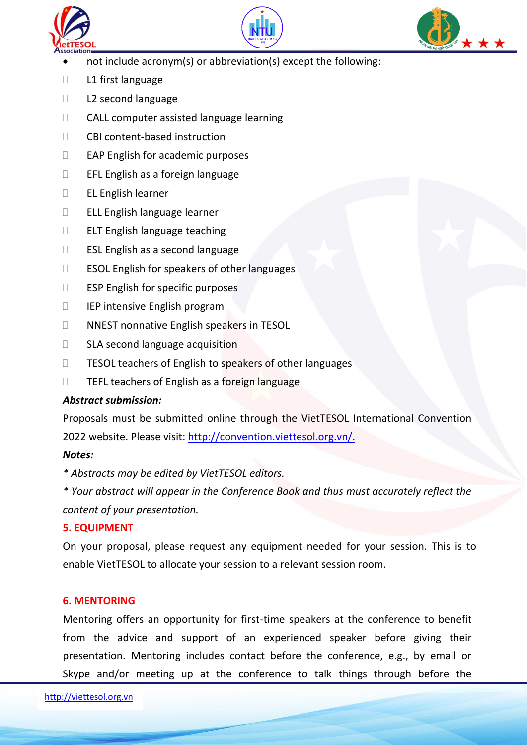- not include acronym(s) or abbreviation(s) except the following:
  - L1 first language
  - L2 second language
  - CALL computer assisted language learning
  - CBI content-based instruction
  - EAP English for academic purposes
  - EFL English as a foreign language
  - EL English learner
  - ELL English language learner
  - ELT English language teaching
  - ESL English as a second language
  - ESOL English for speakers of other languages
  - ESP English for specific purposes
  - IEP intensive English program
  - NNEST nonnative English speakers in TESOL
  - SLA second language acquisition
  - TESOL teachers of English to speakers of other languages
  - TEFL teachers of English as a foreign language

***Abstract submission:***

Proposals must be submitted online through the VietTESOL International Convention 2022 website. Please visit: http://convention.viettesol.org.vn/.

***Notes:***

*\* Abstracts may be edited by VietTESOL editors.*

*\* Your abstract will appear in the Conference Book and thus must accurately reflect the content of your presentation.*

## 5. EQUIPMENT

On your proposal, please request any equipment needed for your session. This is to enable VietTESOL to allocate your session to a relevant session room.

## 6. MENTORING

Mentoring offers an opportunity for first-time speakers at the conference to benefit from the advice and support of an experienced speaker before giving their presentation. Mentoring includes contact before the conference, e.g., by email or Skype and/or meeting up at the conference to talk things through before the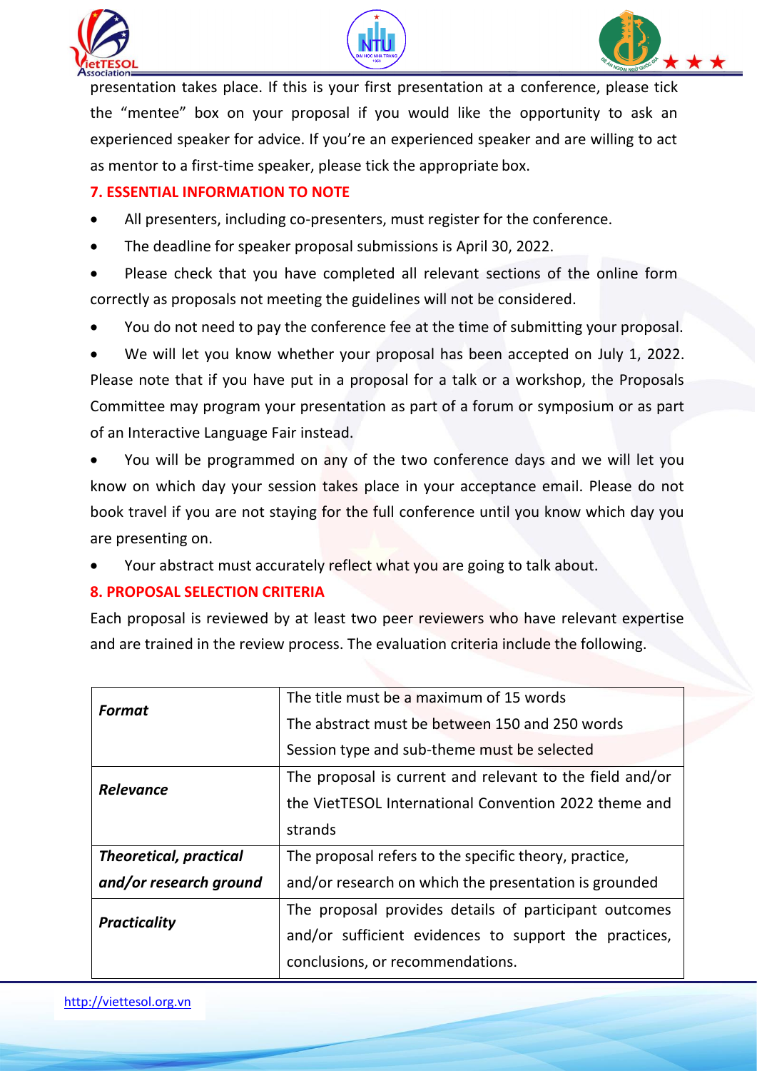presentation takes place. If this is your first presentation at a conference, please tick the "mentee" box on your proposal if you would like the opportunity to ask an experienced speaker for advice. If you're an experienced speaker and are willing to act as mentor to a first-time speaker, please tick the appropriate box.

### 7. ESSENTIAL INFORMATION TO NOTE

- All presenters, including co-presenters, must register for the conference.
- The deadline for speaker proposal submissions is April 30, 2022.
- Please check that you have completed all relevant sections of the online form correctly as proposals not meeting the guidelines will not be considered.
- You do not need to pay the conference fee at the time of submitting your proposal.
- We will let you know whether your proposal has been accepted on July 1, 2022. Please note that if you have put in a proposal for a talk or a workshop, the Proposals Committee may program your presentation as part of a forum or symposium or as part of an Interactive Language Fair instead.
- You will be programmed on any of the two conference days and we will let you know on which day your session takes place in your acceptance email. Please do not book travel if you are not staying for the full conference until you know which day you are presenting on.
- Your abstract must accurately reflect what you are going to talk about.

### 8. PROPOSAL SELECTION CRITERIA

Each proposal is reviewed by at least two peer reviewers who have relevant expertise and are trained in the review process. The evaluation criteria include the following.

| | |
|---|---|
| ***Format*** | The title must be a maximum of 15 words<br>The abstract must be between 150 and 250 words<br>Session type and sub-theme must be selected |
| ***Relevance*** | The proposal is current and relevant to the field and/or the VietTESOL International Convention 2022 theme and strands |
| ***Theoretical, practical and/or research ground*** | The proposal refers to the specific theory, practice, and/or research on which the presentation is grounded |
| ***Practicality*** | The proposal provides details of participant outcomes and/or sufficient evidences to support the practices, conclusions, or recommendations. |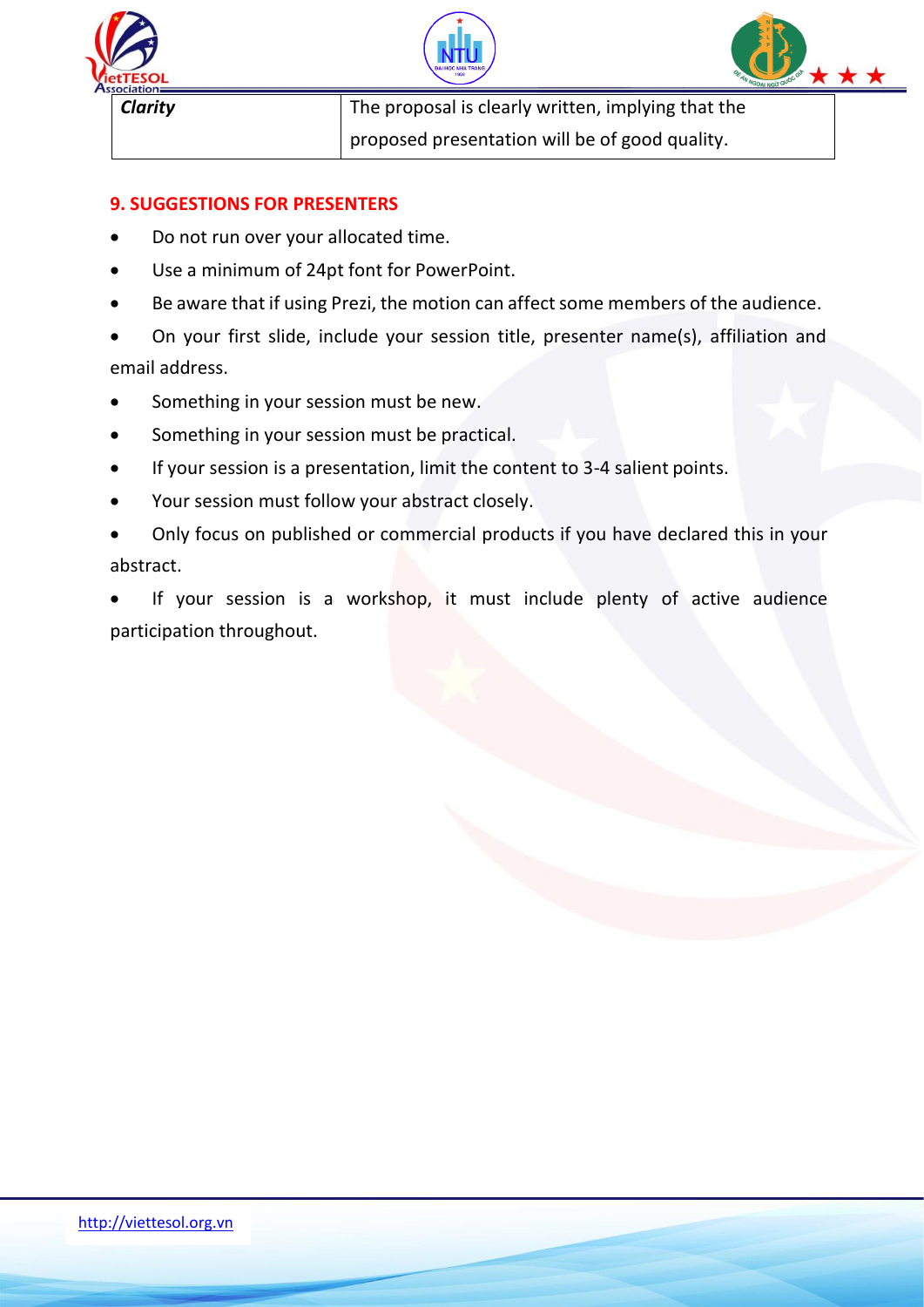| | |
|---|---|
| ***Clarity*** | The proposal is clearly written, implying that the proposed presentation will be of good quality. |

## 9. SUGGESTIONS FOR PRESENTERS

- Do not run over your allocated time.
- Use a minimum of 24pt font for PowerPoint.
- Be aware that if using Prezi, the motion can affect some members of the audience.
- On your first slide, include your session title, presenter name(s), affiliation and email address.
- Something in your session must be new.
- Something in your session must be practical.
- If your session is a presentation, limit the content to 3-4 salient points.
- Your session must follow your abstract closely.
- Only focus on published or commercial products if you have declared this in your abstract.
- If your session is a workshop, it must include plenty of active audience participation throughout.